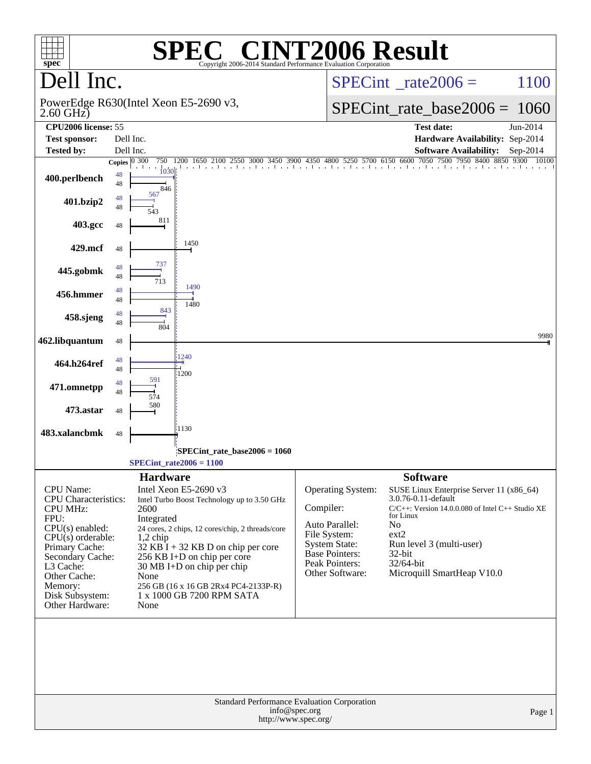# SPEC CINT2006 Result

Copyright 2006-2014 Standard Performance Evaluation Corporation

## Dell Inc.

PowerEdge R630(Intel Xeon E5-2690 v3, 2.60 GHz)

SPECint_rate2006 = 1100

SPECint_rate_base2006 = 1060

| | | | |
|---|---|---|---|
| **CPU2006 license:** | 55 | **Test date:** | Jun-2014 |
| **Test sponsor:** | Dell Inc. | **Hardware Availability:** | Sep-2014 |
| **Tested by:** | Dell Inc. | **Software Availability:** | Sep-2014 |

| Benchmark | Copies (peak) | Peak | Copies (base) | Base |
|---|---|---|---|---|
| 400.perlbench | 48 | 1030 | 48 | 846 |
| 401.bzip2 | 48 | 567 | 48 | 543 |
| 403.gcc | | | 48 | 811 |
| 429.mcf | | | 48 | 1450 |
| 445.gobmk | 48 | 737 | 48 | 713 |
| 456.hmmer | 48 | 1490 | 48 | 1480 |
| 458.sjeng | 48 | 843 | 48 | 804 |
| 462.libquantum | | | 48 | 9980 |
| 464.h264ref | 48 | 1240 | 48 | 1200 |
| 471.omnetpp | 48 | 591 | 48 | 574 |
| 473.astar | | | 48 | 580 |
| 483.xalancbmk | | | 48 | 1130 |

SPECint_rate_base2006 = 1060

SPECint_rate2006 = 1100

## Hardware

| | |
|---|---|
| CPU Name: | Intel Xeon E5-2690 v3 |
| CPU Characteristics: | Intel Turbo Boost Technology up to 3.50 GHz |
| CPU MHz: | 2600 |
| FPU: | Integrated |
| CPU(s) enabled: | 24 cores, 2 chips, 12 cores/chip, 2 threads/core |
| CPU(s) orderable: | 1,2 chip |
| Primary Cache: | 32 KB I + 32 KB D on chip per core |
| Secondary Cache: | 256 KB I+D on chip per core |
| L3 Cache: | 30 MB I+D on chip per chip |
| Other Cache: | None |
| Memory: | 256 GB (16 x 16 GB 2Rx4 PC4-2133P-R) |
| Disk Subsystem: | 1 x 1000 GB 7200 RPM SATA |
| Other Hardware: | None |

## Software

| | |
|---|---|
| Operating System: | SUSE Linux Enterprise Server 11 (x86_64) 3.0.76-0.11-default |
| Compiler: | C/C++: Version 14.0.0.080 of Intel C++ Studio XE for Linux |
| Auto Parallel: | No |
| File System: | ext2 |
| System State: | Run level 3 (multi-user) |
| Base Pointers: | 32-bit |
| Peak Pointers: | 32/64-bit |
| Other Software: | Microquill SmartHeap V10.0 |

Standard Performance Evaluation Corporation
info@spec.org
http://www.spec.org/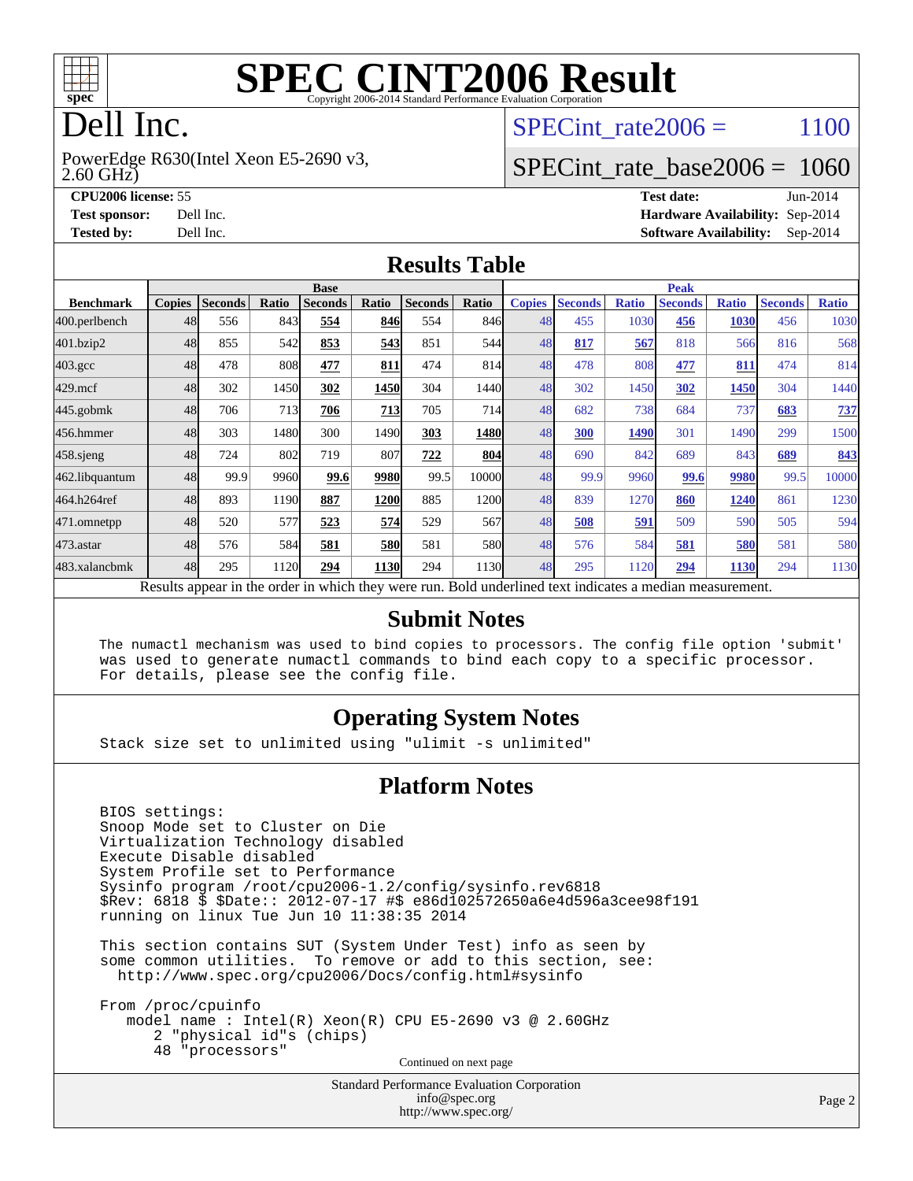# SPEC CINT2006 Result

Copyright 2006-2014 Standard Performance Evaluation Corporation

# Dell Inc.

PowerEdge R630(Intel Xeon E5-2690 v3, 2.60 GHz)

SPECint_rate2006 = 1100

SPECint_rate_base2006 = 1060

**CPU2006 license:** 55
**Test sponsor:** Dell Inc.
**Tested by:** Dell Inc.

**Test date:** Jun-2014
**Hardware Availability:** Sep-2014
**Software Availability:** Sep-2014

## Results Table

| Benchmark | Base | | | | | | | Peak | | | | | | |
|---|---|---|---|---|---|---|---|---|---|---|---|---|---|---|
| | Copies | Seconds | Ratio | Seconds | Ratio | Seconds | Ratio | Copies | Seconds | Ratio | Seconds | Ratio | Seconds | Ratio |
| 400.perlbench | 48 | 556 | 843 | **554** | **846** | 554 | 846 | 48 | 455 | 1030 | **456** | **1030** | 456 | 1030 |
| 401.bzip2 | 48 | 855 | 542 | **853** | **543** | 851 | 544 | 48 | **817** | **567** | 818 | 566 | 816 | 568 |
| 403.gcc | 48 | 478 | 808 | **477** | **811** | 474 | 814 | 48 | 478 | 808 | **477** | **811** | 474 | 814 |
| 429.mcf | 48 | 302 | 1450 | **302** | **1450** | 304 | 1440 | 48 | 302 | 1450 | **302** | **1450** | 304 | 1440 |
| 445.gobmk | 48 | 706 | 713 | **706** | **713** | 705 | 714 | 48 | 682 | 738 | 684 | 737 | **683** | **737** |
| 456.hmmer | 48 | 303 | 1480 | 300 | 1490 | **303** | **1480** | 48 | **300** | **1490** | 301 | 1490 | 299 | 1500 |
| 458.sjeng | 48 | 724 | 802 | 719 | 807 | **722** | **804** | 48 | 690 | 842 | 689 | 843 | **689** | **843** |
| 462.libquantum | 48 | 99.9 | 9960 | **99.6** | **9980** | 99.5 | 10000 | 48 | 99.9 | 9960 | **99.6** | **9980** | 99.5 | 10000 |
| 464.h264ref | 48 | 893 | 1190 | **887** | **1200** | 885 | 1200 | 48 | 839 | 1270 | **860** | **1240** | 861 | 1230 |
| 471.omnetpp | 48 | 520 | 577 | **523** | **574** | 529 | 567 | 48 | **508** | **591** | 509 | 590 | 505 | 594 |
| 473.astar | 48 | 576 | 584 | **581** | **580** | 581 | 580 | 48 | 576 | 584 | **581** | **580** | 581 | 580 |
| 483.xalancbmk | 48 | 295 | 1120 | **294** | **1130** | 294 | 1130 | 48 | 295 | 1120 | **294** | **1130** | 294 | 1130 |

Results appear in the order in which they were run. Bold underlined text indicates a median measurement.

## Submit Notes

```
The numactl mechanism was used to bind copies to processors. The config file option 'submit'
was used to generate numactl commands to bind each copy to a specific processor.
For details, please see the config file.
```

## Operating System Notes

```
Stack size set to unlimited using "ulimit -s unlimited"
```

## Platform Notes

```
BIOS settings:
Snoop Mode set to Cluster on Die
Virtualization Technology disabled
Execute Disable disabled
System Profile set to Performance
Sysinfo program /root/cpu2006-1.2/config/sysinfo.rev6818
$Rev: 6818 $ $Date:: 2012-07-17 #$ e86d102572650a6e4d596a3cee98f191
running on linux Tue Jun 10 11:38:35 2014

This section contains SUT (System Under Test) info as seen by
some common utilities.  To remove or add to this section, see:
  http://www.spec.org/cpu2006/Docs/config.html#sysinfo

From /proc/cpuinfo
   model name : Intel(R) Xeon(R) CPU E5-2690 v3 @ 2.60GHz
      2 "physical id"s (chips)
      48 "processors"
```

Continued on next page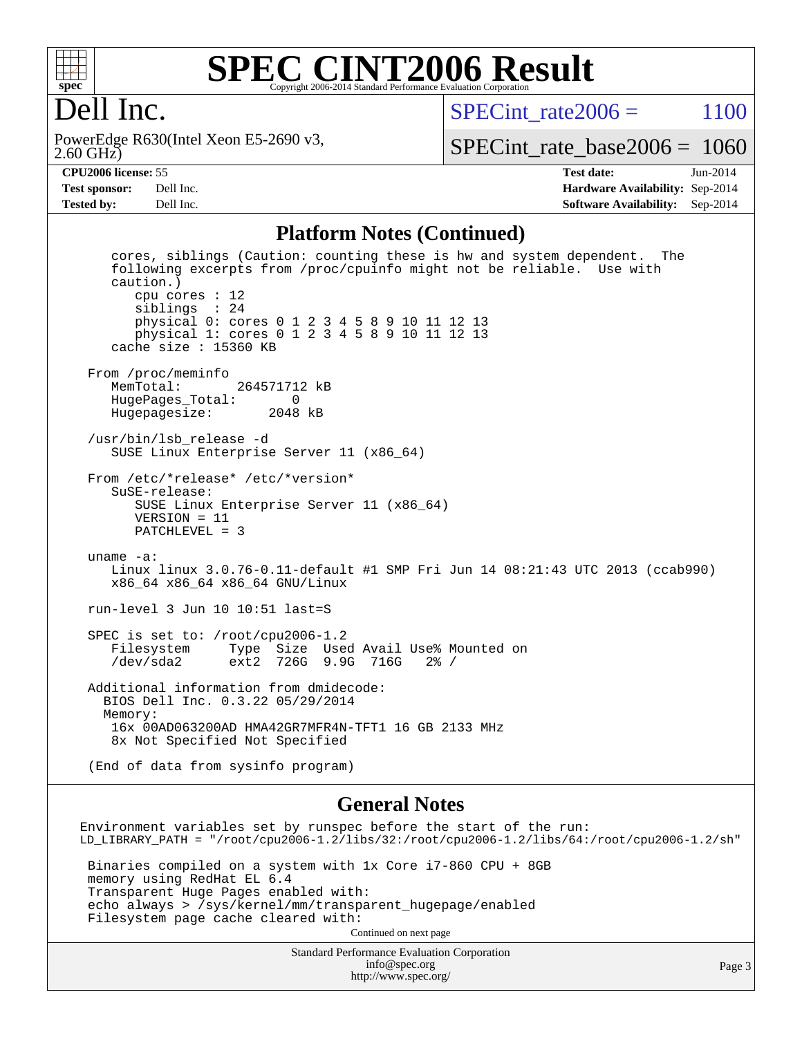## Platform Notes (Continued)

```
   cores, siblings (Caution: counting these is hw and system dependent.  The
   following excerpts from /proc/cpuinfo might not be reliable.  Use with
   caution.)
      cpu cores : 12
      siblings  : 24
      physical 0: cores 0 1 2 3 4 5 8 9 10 11 12 13
      physical 1: cores 0 1 2 3 4 5 8 9 10 11 12 13
   cache size : 15360 KB

From /proc/meminfo
   MemTotal:       264571712 kB
   HugePages_Total:       0
   Hugepagesize:       2048 kB

/usr/bin/lsb_release -d
   SUSE Linux Enterprise Server 11 (x86_64)

From /etc/*release* /etc/*version*
   SuSE-release:
      SUSE Linux Enterprise Server 11 (x86_64)
      VERSION = 11
      PATCHLEVEL = 3

uname -a:
   Linux linux 3.0.76-0.11-default #1 SMP Fri Jun 14 08:21:43 UTC 2013 (ccab990)
   x86_64 x86_64 x86_64 GNU/Linux

run-level 3 Jun 10 10:51 last=S

SPEC is set to: /root/cpu2006-1.2
   Filesystem     Type  Size  Used Avail Use% Mounted on
   /dev/sda2      ext2  726G  9.9G  716G   2% /

Additional information from dmidecode:
  BIOS Dell Inc. 0.3.22 05/29/2014
  Memory:
   16x 00AD063200AD HMA42GR7MFR4N-TFT1 16 GB 2133 MHz
   8x Not Specified Not Specified

(End of data from sysinfo program)
```

## General Notes

```
Environment variables set by runspec before the start of the run:
LD_LIBRARY_PATH = "/root/cpu2006-1.2/libs/32:/root/cpu2006-1.2/libs/64:/root/cpu2006-1.2/sh"

 Binaries compiled on a system with 1x Core i7-860 CPU + 8GB
 memory using RedHat EL 6.4
 Transparent Huge Pages enabled with:
 echo always > /sys/kernel/mm/transparent_hugepage/enabled
 Filesystem page cache cleared with:
```

Continued on next page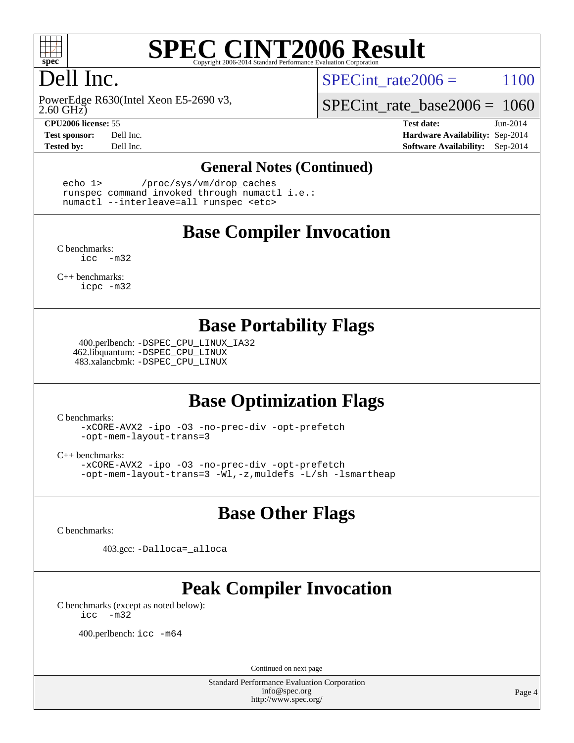# SPEC CINT2006 Result

Copyright 2006-2014 Standard Performance Evaluation Corporation

## Dell Inc.

PowerEdge R630(Intel Xeon E5-2690 v3, 2.60 GHz)

SPECint_rate2006 = 1100

SPECint_rate_base2006 = 1060

| | | | |
|---|---|---|---|
| **CPU2006 license:** 55 | | **Test date:** | Jun-2014 |
| **Test sponsor:** | Dell Inc. | **Hardware Availability:** | Sep-2014 |
| **Tested by:** | Dell Inc. | **Software Availability:** | Sep-2014 |

### General Notes (Continued)

```
echo 1>       /proc/sys/vm/drop_caches
runspec command invoked through numactl i.e.:
numactl --interleave=all runspec <etc>
```

## Base Compiler Invocation

C benchmarks:
```
icc  -m32
```

C++ benchmarks:
```
icpc -m32
```

## Base Portability Flags

400.perlbench: `-DSPEC_CPU_LINUX_IA32`
462.libquantum: `-DSPEC_CPU_LINUX`
483.xalancbmk: `-DSPEC_CPU_LINUX`

## Base Optimization Flags

C benchmarks:
```
-xCORE-AVX2 -ipo -O3 -no-prec-div -opt-prefetch
-opt-mem-layout-trans=3
```

C++ benchmarks:
```
-xCORE-AVX2 -ipo -O3 -no-prec-div -opt-prefetch
-opt-mem-layout-trans=3 -Wl,-z,muldefs -L/sh -lsmartheap
```

## Base Other Flags

C benchmarks:

403.gcc: `-Dalloca=_alloca`

## Peak Compiler Invocation

C benchmarks (except as noted below):
```
icc  -m32
```

400.perlbench: `icc -m64`

Continued on next page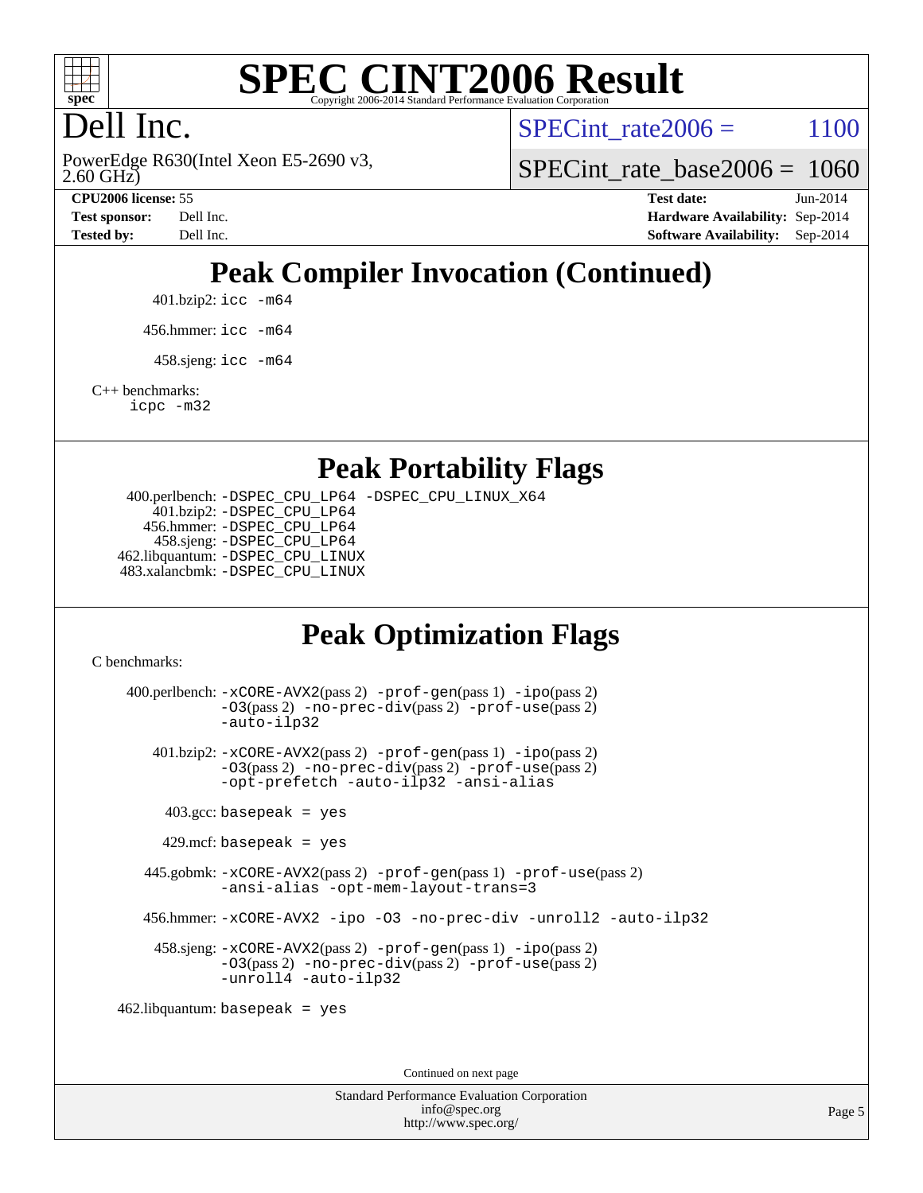# SPEC CINT2006 Result

Copyright 2006-2014 Standard Performance Evaluation Corporation

## Dell Inc.

PowerEdge R630(Intel Xeon E5-2690 v3, 2.60 GHz)

SPECint_rate2006 = 1100

SPECint_rate_base2006 = 1060

| | | | |
|---|---|---|---|
| **CPU2006 license:** 55 | | **Test date:** | Jun-2014 |
| **Test sponsor:** | Dell Inc. | **Hardware Availability:** | Sep-2014 |
| **Tested by:** | Dell Inc. | **Software Availability:** | Sep-2014 |

## Peak Compiler Invocation (Continued)

401.bzip2: `icc -m64`

456.hmmer: `icc -m64`

458.sjeng: `icc -m64`

C++ benchmarks:
`icpc -m32`

## Peak Portability Flags

400.perlbench: `-DSPEC_CPU_LP64 -DSPEC_CPU_LINUX_X64`
401.bzip2: `-DSPEC_CPU_LP64`
456.hmmer: `-DSPEC_CPU_LP64`
458.sjeng: `-DSPEC_CPU_LP64`
462.libquantum: `-DSPEC_CPU_LINUX`
483.xalancbmk: `-DSPEC_CPU_LINUX`

## Peak Optimization Flags

C benchmarks:

400.perlbench: `-xCORE-AVX2`(pass 2) `-prof-gen`(pass 1) `-ipo`(pass 2) `-O3`(pass 2) `-no-prec-div`(pass 2) `-prof-use`(pass 2) `-auto-ilp32`

401.bzip2: `-xCORE-AVX2`(pass 2) `-prof-gen`(pass 1) `-ipo`(pass 2) `-O3`(pass 2) `-no-prec-div`(pass 2) `-prof-use`(pass 2) `-opt-prefetch -auto-ilp32 -ansi-alias`

403.gcc: `basepeak = yes`

429.mcf: `basepeak = yes`

445.gobmk: `-xCORE-AVX2`(pass 2) `-prof-gen`(pass 1) `-prof-use`(pass 2) `-ansi-alias -opt-mem-layout-trans=3`

456.hmmer: `-xCORE-AVX2 -ipo -O3 -no-prec-div -unroll2 -auto-ilp32`

458.sjeng: `-xCORE-AVX2`(pass 2) `-prof-gen`(pass 1) `-ipo`(pass 2) `-O3`(pass 2) `-no-prec-div`(pass 2) `-prof-use`(pass 2) `-unroll4 -auto-ilp32`

462.libquantum: `basepeak = yes`

Continued on next page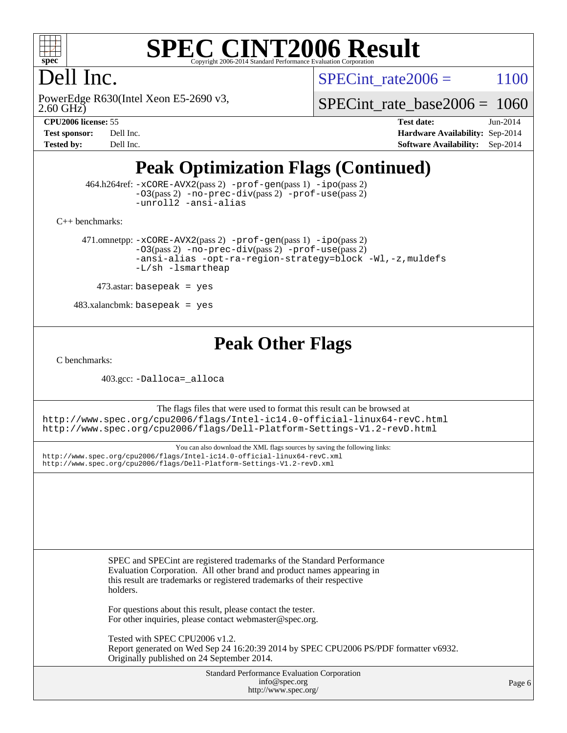# Peak Optimization Flags (Continued)

464.h264ref: -xCORE-AVX2(pass 2) -prof-gen(pass 1) -ipo(pass 2) -O3(pass 2) -no-prec-div(pass 2) -prof-use(pass 2) -unroll2 -ansi-alias

C++ benchmarks:

471.omnetpp: -xCORE-AVX2(pass 2) -prof-gen(pass 1) -ipo(pass 2) -O3(pass 2) -no-prec-div(pass 2) -prof-use(pass 2) -ansi-alias -opt-ra-region-strategy=block -Wl,-z,muldefs -L/sh -lsmartheap

473.astar: basepeak = yes

483.xalancbmk: basepeak = yes

# Peak Other Flags

C benchmarks:

403.gcc: -Dalloca=_alloca

The flags files that were used to format this result can be browsed at
http://www.spec.org/cpu2006/flags/Intel-ic14.0-official-linux64-revC.html
http://www.spec.org/cpu2006/flags/Dell-Platform-Settings-V1.2-revD.html

You can also download the XML flags sources by saving the following links:
http://www.spec.org/cpu2006/flags/Intel-ic14.0-official-linux64-revC.xml
http://www.spec.org/cpu2006/flags/Dell-Platform-Settings-V1.2-revD.xml

SPEC and SPECint are registered trademarks of the Standard Performance Evaluation Corporation. All other brand and product names appearing in this result are trademarks or registered trademarks of their respective holders.

For questions about this result, please contact the tester.
For other inquiries, please contact webmaster@spec.org.

Tested with SPEC CPU2006 v1.2.
Report generated on Wed Sep 24 16:20:39 2014 by SPEC CPU2006 PS/PDF formatter v6932.
Originally published on 24 September 2014.